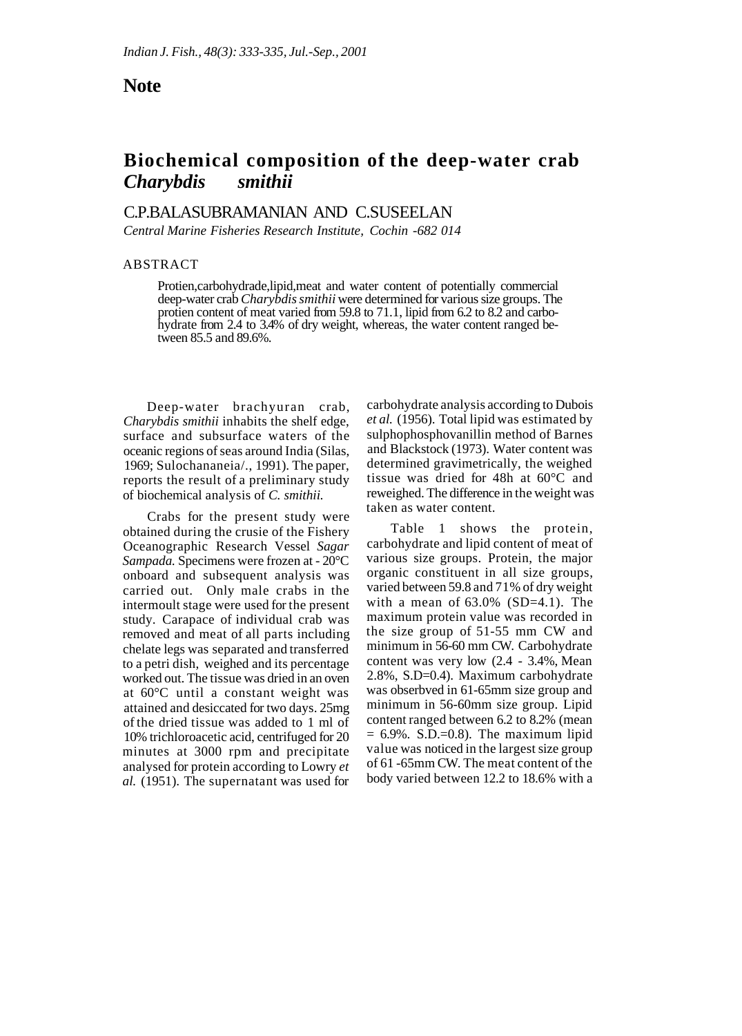## Note

# Biochemical composition of the deep-water crab *Charybdis smithii*

C.P.BALASUBRAMANIAN AND C.SUSEELAN

*Central Marine Fisheries Research Institute, Cochin -682 014*

### ABSTRACT

Protien,carbohydrade,lipid,meat and water content of potentially commercial deep-water crab *Charybdis smithii* were determined for various size groups. The protien content of meat varied from 59.8 to 71.1, lipid from 6.2 to 8.2 and carbohydrate from 2.4 to 3.4% of dry weight, whereas, the water content ranged between 85.5 and 89.6%.

Deep-water brachyuran crab, *Charybdis smithii* inhabits the shelf edge, surface and subsurface waters of the oceanic regions of seas around India (Silas, 1969; Sulochananeia/., 1991). The paper, reports the result of a preliminary study of biochemical analysis of *C. smithii.*

Crabs for the present study were obtained during the crusie of the Fishery Oceanographic Research Vessel *Sagar Sampada.* Specimens were frozen at - 20°C onboard and subsequent analysis was carried out. Only male crabs in the intermoult stage were used for the present study. Carapace of individual crab was removed and meat of all parts including chelate legs was separated and transferred to a petri dish, weighed and its percentage worked out. The tissue was dried in an oven at 60°C until a constant weight was attained and desiccated for two days. 25mg of the dried tissue was added to 1 ml of 10% trichloroacetic acid, centrifuged for 20 minutes at 3000 rpm and precipitate analysed for protein according to Lowry *et al.* (1951). The supernatant was used for carbohydrate analysis according to Dubois *et al.* (1956). Total lipid was estimated by sulphophosphovanillin method of Barnes and Blackstock (1973). Water content was determined gravimetrically, the weighed tissue was dried for 48h at 60°C and reweighed. The difference in the weight was taken as water content.

Table 1 shows the protein, carbohydrate and lipid content of meat of various size groups. Protein, the major organic constituent in all size groups, varied between 59.8 and 71% of dry weight with a mean of 63.0% (SD=4.1). The maximum protein value was recorded in the size group of 51-55 mm CW and minimum in 56-60 mm CW. Carbohydrate content was very low (2.4 - 3.4%, Mean 2.8%, S.D=0.4). Maximum carbohydrate was obserbved in 61-65mm size group and minimum in 56-60mm size group. Lipid content ranged between 6.2 to 8.2% (mean = 6.9%. S.D.=0.8). The maximum lipid value was noticed in the largest size group of 61 -65mm CW. The meat content of the body varied between 12.2 to 18.6% with a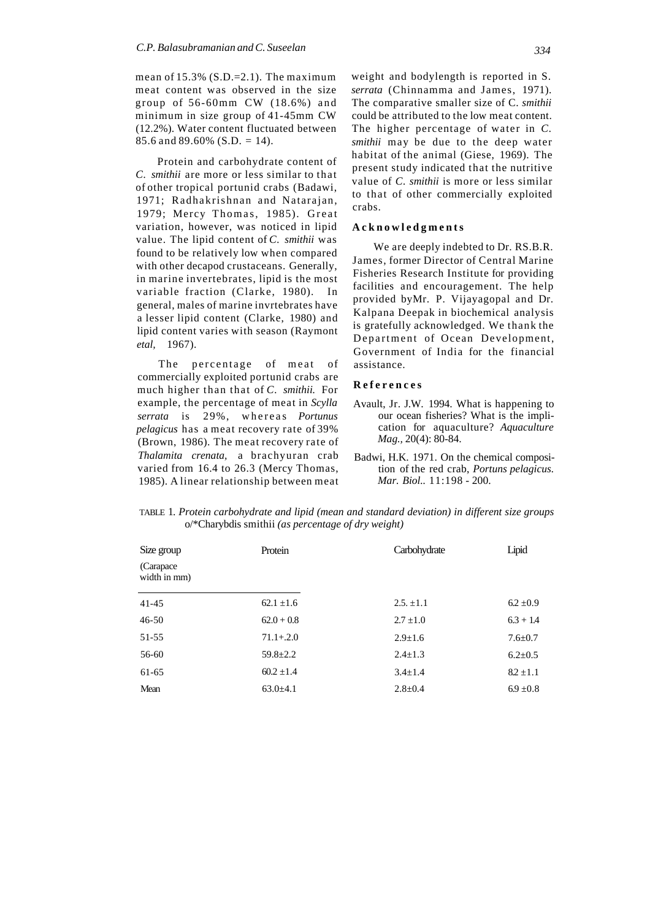mean of 15.3% (S.D.=2.1). The maximum meat content was observed in the size group of 56-60mm CW (18.6%) and minimum in size group of 41-45mm CW (12.2%). Water content fluctuated between 85.6 and 89.60% (S.D. = 14).

Protein and carbohydrate content of *C. smithii* are more or less similar to that of other tropical portunid crabs (Badawi, 1971; Radhakrishnan and Natarajan, 1979; Mercy Thomas, 1985). Great variation, however, was noticed in lipid value. The lipid content of *C. smithii* was found to be relatively low when compared with other decapod crustaceans. Generally, in marine invertebrates, lipid is the most variable fraction (Clarke, 1980). In general, males of marine invrtebrates have a lesser lipid content (Clarke, 1980) and lipid content varies with season (Raymont *etal,* 1967).

The percentage of meat of commercially exploited portunid crabs are much higher than that of *C. smithii.* For example, the percentage of meat in *Scylla serrata* is 29%, whereas *Portunus pelagicus* has a meat recovery rate of 39% (Brown, 1986). The meat recovery rate of *Thalamita crenata,* a brachyuran crab varied from 16.4 to 26.3 (Mercy Thomas, 1985). A linear relationship between meat weight and bodylength is reported in S. *serrata* (Chinnamma and James, 1971). The comparative smaller size of C. *smithii* could be attributed to the low meat content. The higher percentage of water in *C. smithii* may be due to the deep water habitat of the animal (Giese, 1969). The present study indicated that the nutritive value of *C. smithii* is more or less similar to that of other commercially exploited crabs.

## Acknowledgments

We are deeply indebted to Dr. RS.B.R. James, former Director of Central Marine Fisheries Research Institute for providing facilities and encouragement. The help provided byMr. P. Vijayagopal and Dr. Kalpana Deepak in biochemical analysis is gratefully acknowledged. We thank the Department of Ocean Development, Government of India for the financial assistance.

## References

Avault, Jr. J.W. 1994. What is happening to our ocean fisheries? What is the implication for aquaculture? *Aquaculture Mag.,* 20(4): 80-84.

Badwi, H.K. 1971. On the chemical composition of the red crab, *Portuns pelagicus. Mar. Biol..* 11:198 - 200.

TABLE 1. *Protein carbohydrate and lipid (mean and standard deviation) in different size groups* o/*Charybdis smithii *(as percentage of dry weight)*

| Size group (Carapace width in mm) | Protein | Carbohydrate | Lipid |
|---|---|---|---|
| 41-45 | 62.1 ±1.6 | 2.5. ±1.1 | 6.2 ±0.9 |
| 46-50 | 62.0 + 0.8 | 2.7 ±1.0 | 6.3 + 1.4 |
| 51-55 | 71.1+.2.0 | 2.9±1.6 | 7.6±0.7 |
| 56-60 | 59.8±2.2 | 2.4±1.3 | 6.2±0.5 |
| 61-65 | 60.2 ±1.4 | 3.4±1.4 | 8.2 ±1.1 |
| Mean | 63.0±4.1 | 2.8±0.4 | 6.9 ±0.8 |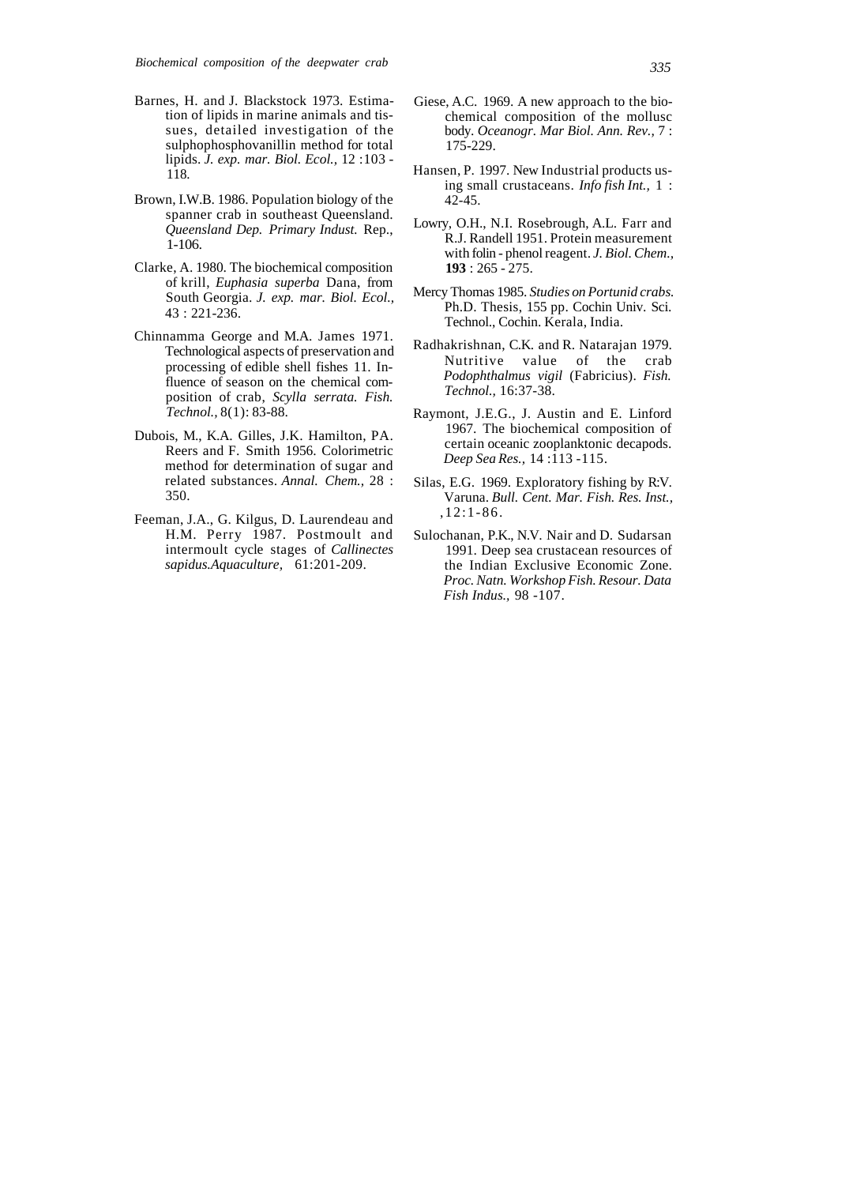Barnes, H. and J. Blackstock 1973. Estimation of lipids in marine animals and tissues, detailed investigation of the sulphophosphovanillin method for total lipids. *J. exp. mar. Biol. Ecol.,* 12 :103 - 118.

Brown, I.W.B. 1986. Population biology of the spanner crab in southeast Queensland. *Queensland Dep. Primary Indust.* Rep., 1-106.

Clarke, A. 1980. The biochemical composition of krill, *Euphasia superba* Dana, from South Georgia. *J. exp. mar. Biol. Ecol.,* 43 : 221-236.

Chinnamma George and M.A. James 1971. Technological aspects of preservation and processing of edible shell fishes 11. Influence of season on the chemical composition of crab, *Scylla serrata. Fish. Technol.*, 8(1): 83-88.

Dubois, M., K.A. Gilles, J.K. Hamilton, PA. Reers and F. Smith 1956. Colorimetric method for determination of sugar and related substances. *Annal. Chem.,* 28 : 350.

Feeman, J.A., G. Kilgus, D. Laurendeau and H.M. Perry 1987. Postmoult and intermoult cycle stages of *Callinectes sapidus.Aquaculture,* 61:201-209.

Giese, A.C. 1969. A new approach to the biochemical composition of the mollusc body. *Oceanogr. Mar Biol. Ann. Rev.,* 7 : 175-229.

Hansen, P. 1997. New Industrial products using small crustaceans. *Info fish Int.,* 1 : 42-45.

Lowry, O.H., N.I. Rosebrough, A.L. Farr and R.J. Randell 1951. Protein measurement with folin - phenol reagent. *J. Biol. Chem.,* **193** : 265 - 275.

Mercy Thomas 1985. *Studies on Portunid crabs.* Ph.D. Thesis, 155 pp. Cochin Univ. Sci. Technol., Cochin. Kerala, India.

Radhakrishnan, C.K. and R. Natarajan 1979. Nutritive value of the crab *Podophthalmus vigil* (Fabricius). *Fish. Technol.,* 16:37-38.

Raymont, J.E.G., J. Austin and E. Linford 1967. The biochemical composition of certain oceanic zooplanktonic decapods. *Deep Sea Res.,* 14 :113 -115.

Silas, E.G. 1969. Exploratory fishing by R:V. Varuna. *Bull. Cent. Mar. Fish. Res. Inst.,* ,12:1-86.

Sulochanan, P.K., N.V. Nair and D. Sudarsan 1991. Deep sea crustacean resources of the Indian Exclusive Economic Zone. *Proc. Natn. Workshop Fish. Resour. Data Fish Indus.,* 98 -107.